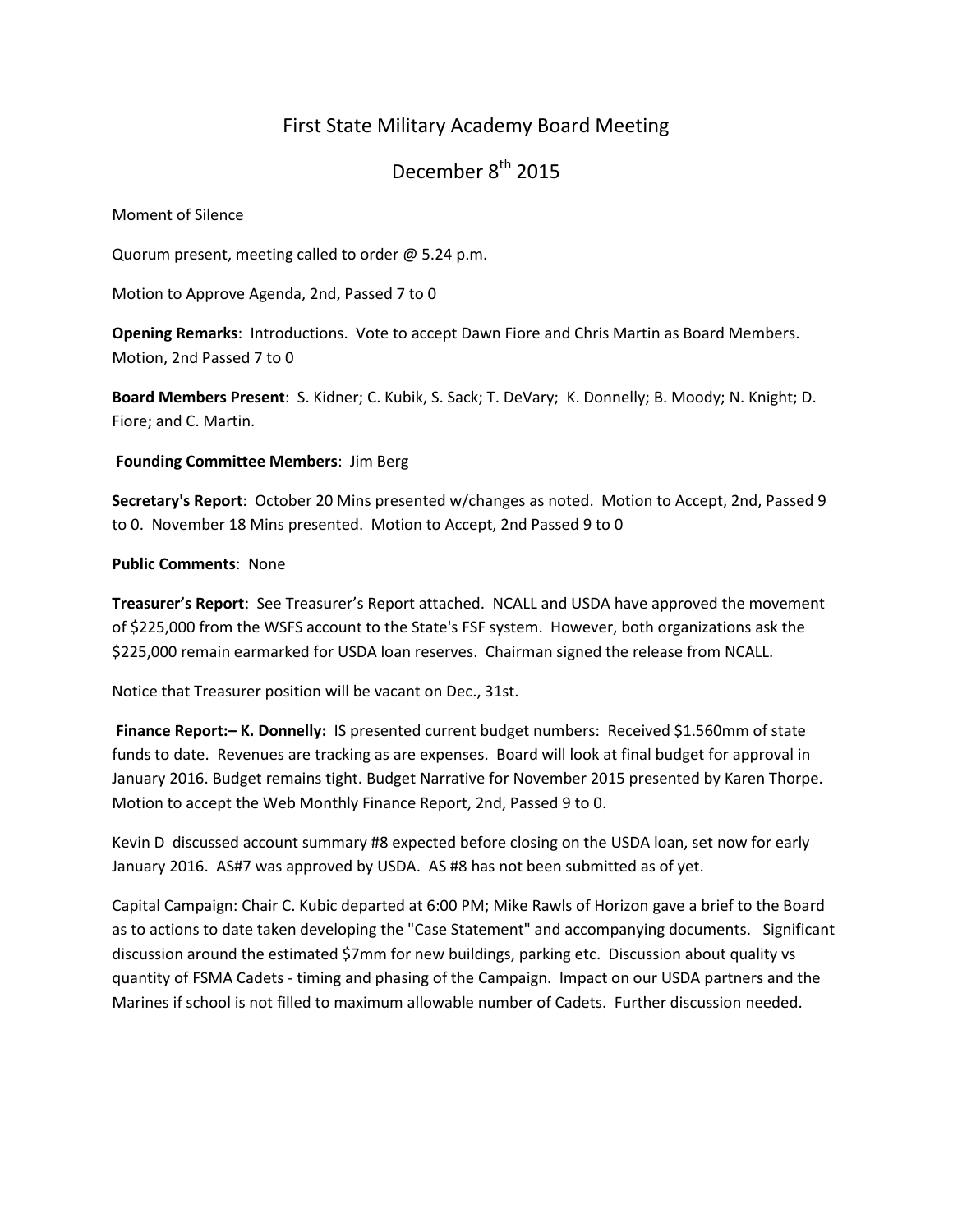# First State Military Academy Board Meeting

## December 8th 2015

Moment of Silence

Quorum present, meeting called to order @ 5.24 p.m.

Motion to Approve Agenda, 2nd, Passed 7 to 0

**Opening Remarks**: Introductions. Vote to accept Dawn Fiore and Chris Martin as Board Members. Motion, 2nd Passed 7 to 0

**Board Members Present**: S. Kidner; C. Kubik, S. Sack; T. DeVary; K. Donnelly; B. Moody; N. Knight; D. Fiore; and C. Martin.

**Founding Committee Members**: Jim Berg

**Secretary's Report**: October 20 Mins presented w/changes as noted. Motion to Accept, 2nd, Passed 9 to 0. November 18 Mins presented. Motion to Accept, 2nd Passed 9 to 0

**Public Comments**: None

**Treasurer's Report**: See Treasurer's Report attached. NCALL and USDA have approved the movement of $225,000 from the WSFS account to the State's FSF system. However, both organizations ask the $225,000 remain earmarked for USDA loan reserves. Chairman signed the release from NCALL.

Notice that Treasurer position will be vacant on Dec., 31st.

**Finance Report:– K. Donnelly:** IS presented current budget numbers: Received $1.560mm of state funds to date. Revenues are tracking as are expenses. Board will look at final budget for approval in January 2016. Budget remains tight. Budget Narrative for November 2015 presented by Karen Thorpe. Motion to accept the Web Monthly Finance Report, 2nd, Passed 9 to 0.

Kevin D discussed account summary #8 expected before closing on the USDA loan, set now for early January 2016. AS#7 was approved by USDA. AS #8 has not been submitted as of yet.

Capital Campaign: Chair C. Kubic departed at 6:00 PM; Mike Rawls of Horizon gave a brief to the Board as to actions to date taken developing the "Case Statement" and accompanying documents. Significant discussion around the estimated $7mm for new buildings, parking etc. Discussion about quality vs quantity of FSMA Cadets - timing and phasing of the Campaign. Impact on our USDA partners and the Marines if school is not filled to maximum allowable number of Cadets. Further discussion needed.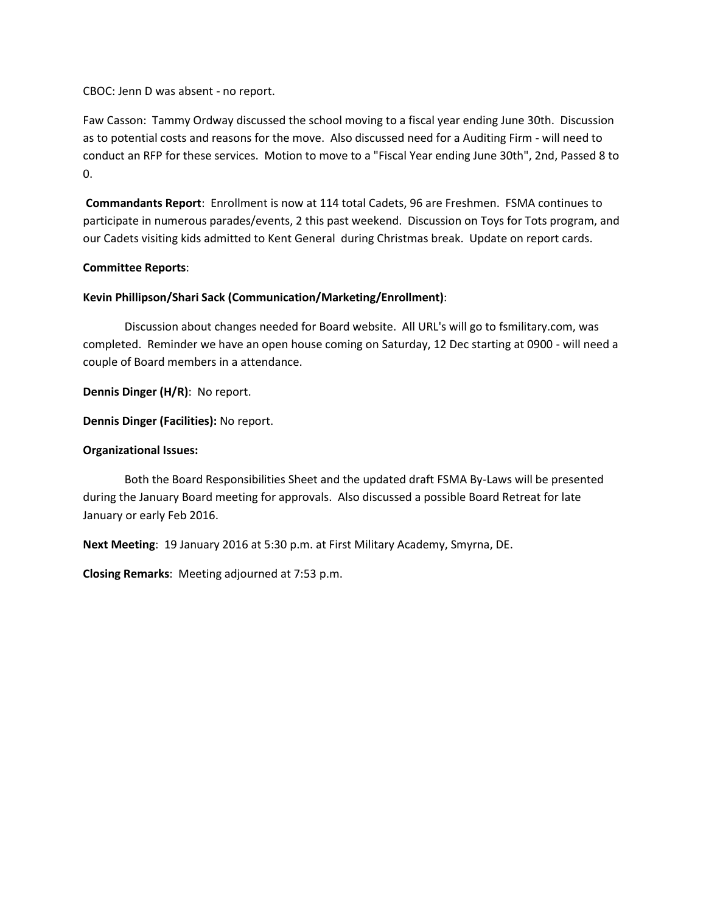CBOC: Jenn D was absent - no report.

Faw Casson: Tammy Ordway discussed the school moving to a fiscal year ending June 30th. Discussion as to potential costs and reasons for the move. Also discussed need for a Auditing Firm - will need to conduct an RFP for these services. Motion to move to a "Fiscal Year ending June 30th", 2nd, Passed 8 to 0.

**Commandants Report**: Enrollment is now at 114 total Cadets, 96 are Freshmen. FSMA continues to participate in numerous parades/events, 2 this past weekend. Discussion on Toys for Tots program, and our Cadets visiting kids admitted to Kent General during Christmas break. Update on report cards.

**Committee Reports**:

**Kevin Phillipson/Shari Sack (Communication/Marketing/Enrollment)**:

Discussion about changes needed for Board website. All URL's will go to fsmilitary.com, was completed. Reminder we have an open house coming on Saturday, 12 Dec starting at 0900 - will need a couple of Board members in a attendance.

**Dennis Dinger (H/R)**: No report.

**Dennis Dinger (Facilities):** No report.

**Organizational Issues:**

Both the Board Responsibilities Sheet and the updated draft FSMA By-Laws will be presented during the January Board meeting for approvals. Also discussed a possible Board Retreat for late January or early Feb 2016.

**Next Meeting**: 19 January 2016 at 5:30 p.m. at First Military Academy, Smyrna, DE.

**Closing Remarks**: Meeting adjourned at 7:53 p.m.